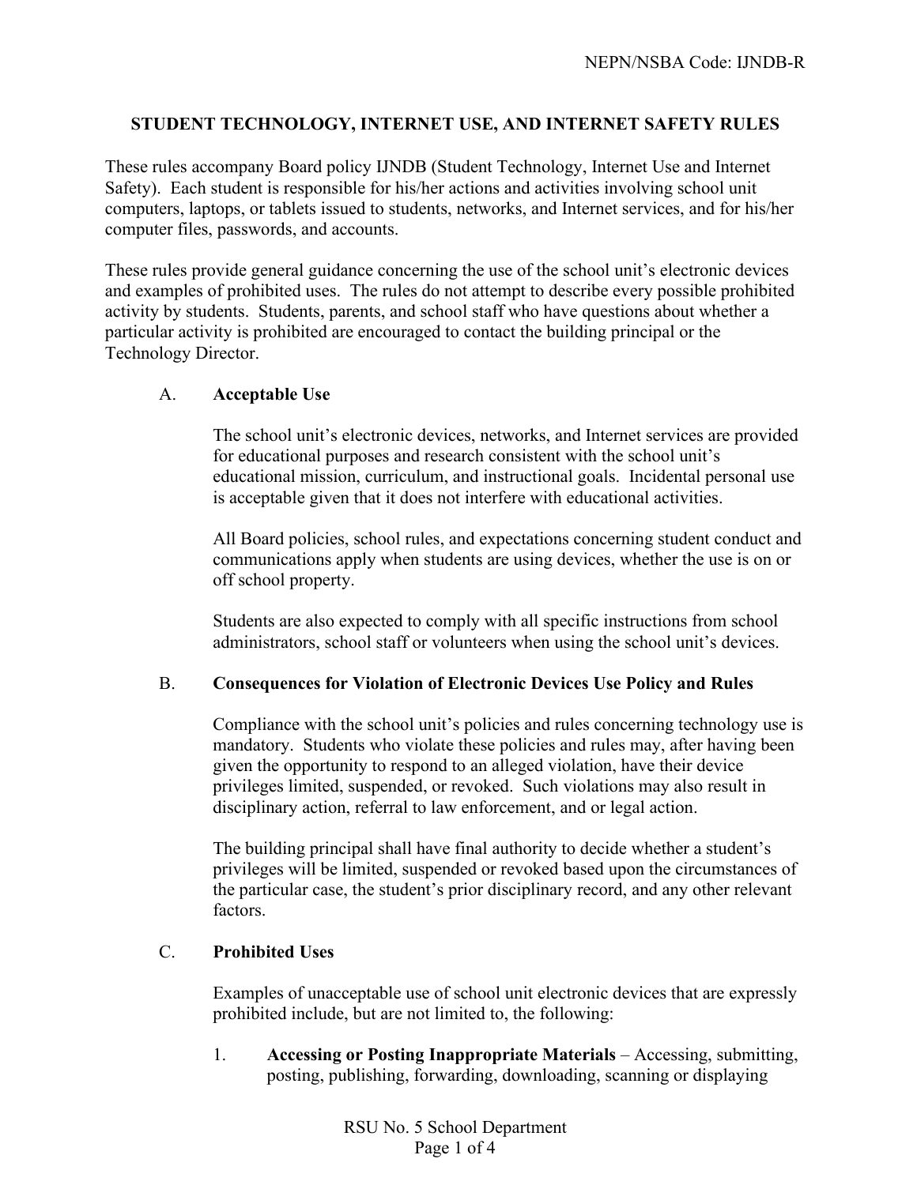NEPN/NSBA Code: IJNDB-R

# STUDENT TECHNOLOGY, INTERNET USE, AND INTERNET SAFETY RULES

These rules accompany Board policy IJNDB (Student Technology, Internet Use and Internet Safety). Each student is responsible for his/her actions and activities involving school unit computers, laptops, or tablets issued to students, networks, and Internet services, and for his/her computer files, passwords, and accounts.

These rules provide general guidance concerning the use of the school unit's electronic devices and examples of prohibited uses. The rules do not attempt to describe every possible prohibited activity by students. Students, parents, and school staff who have questions about whether a particular activity is prohibited are encouraged to contact the building principal or the Technology Director.

## A. Acceptable Use

The school unit's electronic devices, networks, and Internet services are provided for educational purposes and research consistent with the school unit's educational mission, curriculum, and instructional goals. Incidental personal use is acceptable given that it does not interfere with educational activities.

All Board policies, school rules, and expectations concerning student conduct and communications apply when students are using devices, whether the use is on or off school property.

Students are also expected to comply with all specific instructions from school administrators, school staff or volunteers when using the school unit's devices.

## B. Consequences for Violation of Electronic Devices Use Policy and Rules

Compliance with the school unit's policies and rules concerning technology use is mandatory. Students who violate these policies and rules may, after having been given the opportunity to respond to an alleged violation, have their device privileges limited, suspended, or revoked. Such violations may also result in disciplinary action, referral to law enforcement, and or legal action.

The building principal shall have final authority to decide whether a student's privileges will be limited, suspended or revoked based upon the circumstances of the particular case, the student's prior disciplinary record, and any other relevant factors.

## C. Prohibited Uses

Examples of unacceptable use of school unit electronic devices that are expressly prohibited include, but are not limited to, the following:

1. **Accessing or Posting Inappropriate Materials** – Accessing, submitting, posting, publishing, forwarding, downloading, scanning or displaying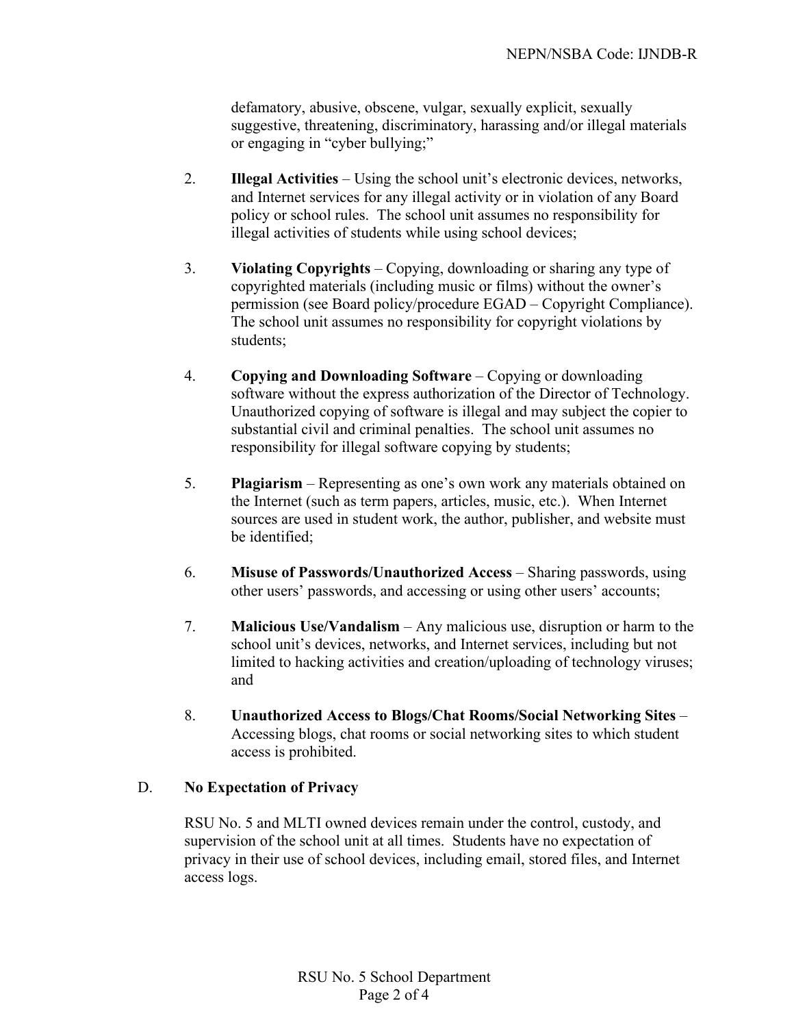defamatory, abusive, obscene, vulgar, sexually explicit, sexually suggestive, threatening, discriminatory, harassing and/or illegal materials or engaging in "cyber bullying;"

2. **Illegal Activities** – Using the school unit's electronic devices, networks, and Internet services for any illegal activity or in violation of any Board policy or school rules. The school unit assumes no responsibility for illegal activities of students while using school devices;

3. **Violating Copyrights** – Copying, downloading or sharing any type of copyrighted materials (including music or films) without the owner's permission (see Board policy/procedure EGAD – Copyright Compliance). The school unit assumes no responsibility for copyright violations by students;

4. **Copying and Downloading Software** – Copying or downloading software without the express authorization of the Director of Technology. Unauthorized copying of software is illegal and may subject the copier to substantial civil and criminal penalties. The school unit assumes no responsibility for illegal software copying by students;

5. **Plagiarism** – Representing as one's own work any materials obtained on the Internet (such as term papers, articles, music, etc.). When Internet sources are used in student work, the author, publisher, and website must be identified;

6. **Misuse of Passwords/Unauthorized Access** – Sharing passwords, using other users' passwords, and accessing or using other users' accounts;

7. **Malicious Use/Vandalism** – Any malicious use, disruption or harm to the school unit's devices, networks, and Internet services, including but not limited to hacking activities and creation/uploading of technology viruses; and

8. **Unauthorized Access to Blogs/Chat Rooms/Social Networking Sites** – Accessing blogs, chat rooms or social networking sites to which student access is prohibited.

## D. No Expectation of Privacy

RSU No. 5 and MLTI owned devices remain under the control, custody, and supervision of the school unit at all times. Students have no expectation of privacy in their use of school devices, including email, stored files, and Internet access logs.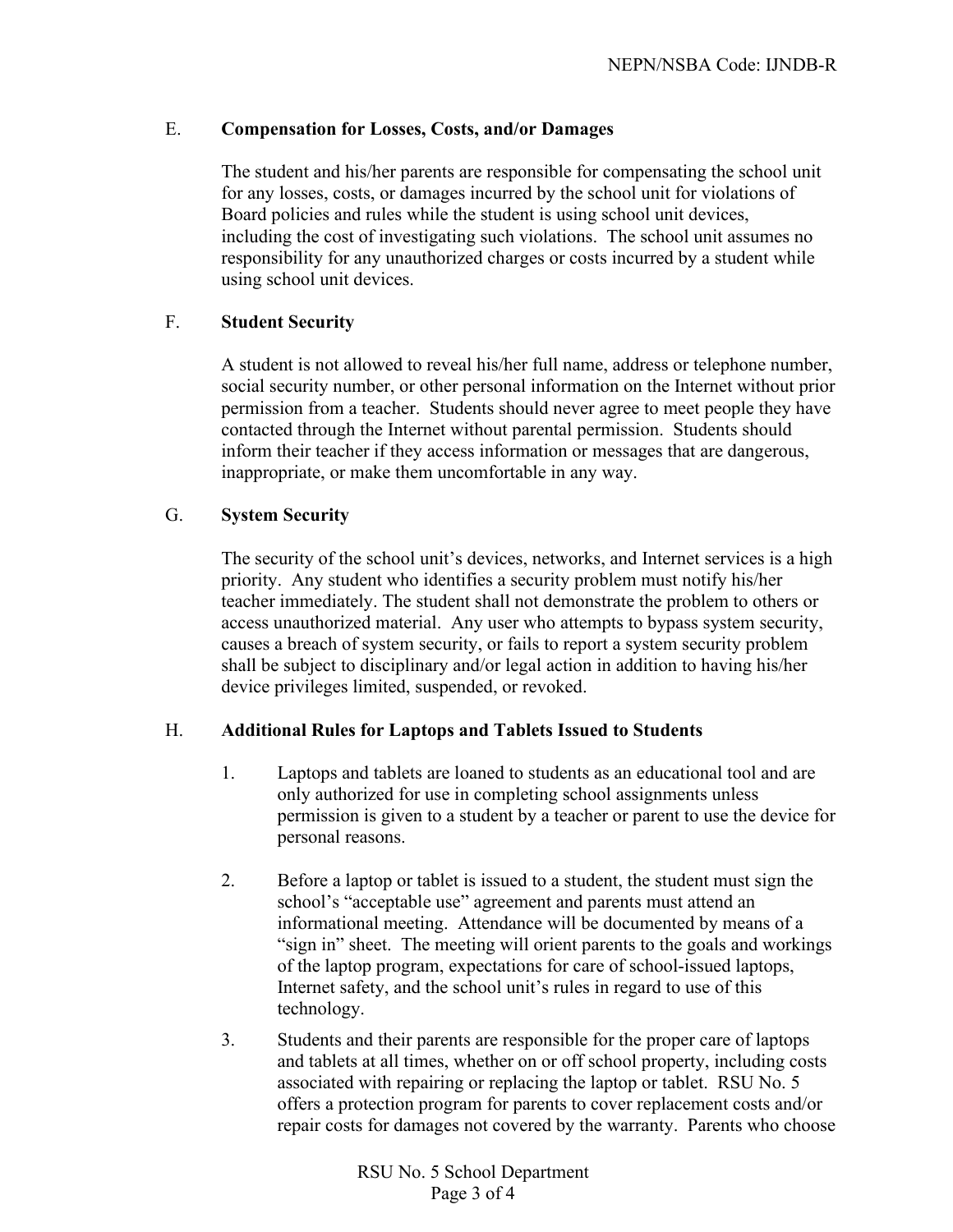### E. Compensation for Losses, Costs, and/or Damages

The student and his/her parents are responsible for compensating the school unit for any losses, costs, or damages incurred by the school unit for violations of Board policies and rules while the student is using school unit devices, including the cost of investigating such violations. The school unit assumes no responsibility for any unauthorized charges or costs incurred by a student while using school unit devices.

### F. Student Security

A student is not allowed to reveal his/her full name, address or telephone number, social security number, or other personal information on the Internet without prior permission from a teacher. Students should never agree to meet people they have contacted through the Internet without parental permission. Students should inform their teacher if they access information or messages that are dangerous, inappropriate, or make them uncomfortable in any way.

### G. System Security

The security of the school unit's devices, networks, and Internet services is a high priority. Any student who identifies a security problem must notify his/her teacher immediately. The student shall not demonstrate the problem to others or access unauthorized material. Any user who attempts to bypass system security, causes a breach of system security, or fails to report a system security problem shall be subject to disciplinary and/or legal action in addition to having his/her device privileges limited, suspended, or revoked.

### H. Additional Rules for Laptops and Tablets Issued to Students

1. Laptops and tablets are loaned to students as an educational tool and are only authorized for use in completing school assignments unless permission is given to a student by a teacher or parent to use the device for personal reasons.

2. Before a laptop or tablet is issued to a student, the student must sign the school's "acceptable use" agreement and parents must attend an informational meeting. Attendance will be documented by means of a "sign in" sheet. The meeting will orient parents to the goals and workings of the laptop program, expectations for care of school-issued laptops, Internet safety, and the school unit's rules in regard to use of this technology.

3. Students and their parents are responsible for the proper care of laptops and tablets at all times, whether on or off school property, including costs associated with repairing or replacing the laptop or tablet. RSU No. 5 offers a protection program for parents to cover replacement costs and/or repair costs for damages not covered by the warranty. Parents who choose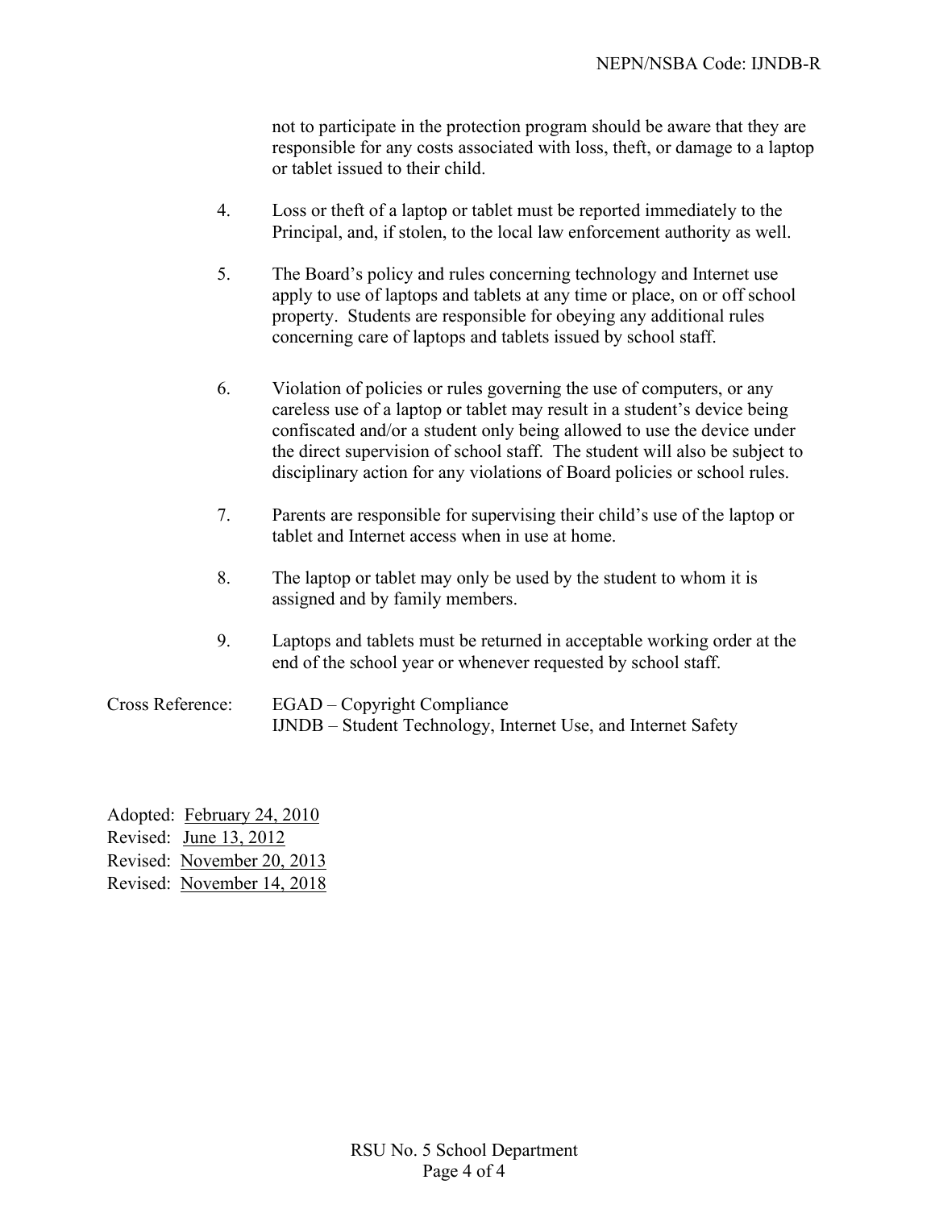not to participate in the protection program should be aware that they are responsible for any costs associated with loss, theft, or damage to a laptop or tablet issued to their child.

4. Loss or theft of a laptop or tablet must be reported immediately to the Principal, and, if stolen, to the local law enforcement authority as well.

5. The Board's policy and rules concerning technology and Internet use apply to use of laptops and tablets at any time or place, on or off school property. Students are responsible for obeying any additional rules concerning care of laptops and tablets issued by school staff.

6. Violation of policies or rules governing the use of computers, or any careless use of a laptop or tablet may result in a student's device being confiscated and/or a student only being allowed to use the device under the direct supervision of school staff. The student will also be subject to disciplinary action for any violations of Board policies or school rules.

7. Parents are responsible for supervising their child's use of the laptop or tablet and Internet access when in use at home.

8. The laptop or tablet may only be used by the student to whom it is assigned and by family members.

9. Laptops and tablets must be returned in acceptable working order at the end of the school year or whenever requested by school staff.

Cross Reference: EGAD – Copyright Compliance
IJNDB – Student Technology, Internet Use, and Internet Safety

Adopted: February 24, 2010
Revised: June 13, 2012
Revised: November 20, 2013
Revised: November 14, 2018